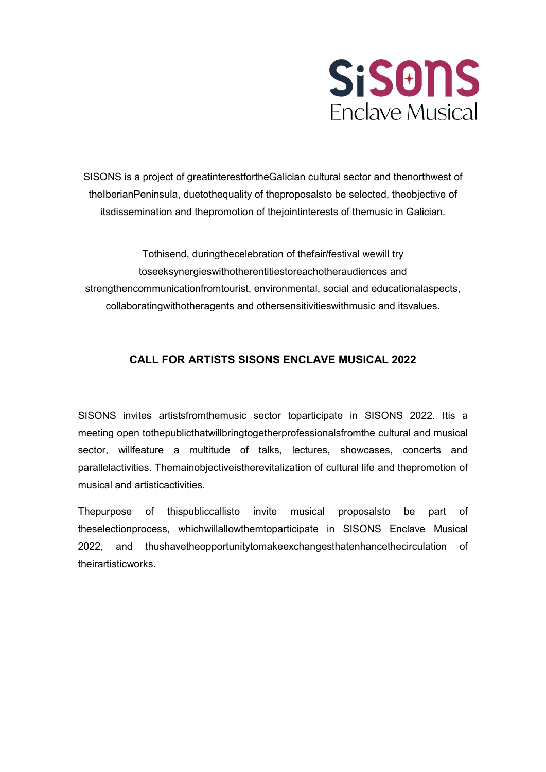SiSONS
Enclave Musical

SISONS is a project of greatinterestfortheGalician cultural sector and thenorthwest of theIberianPeninsula, duetothequality of theproposalsto be selected, theobjective of itsdissemination and thepromotion of thejointinterests of themusic in Galician.

Tothisend, duringthecelebration of thefair/festival wewill try toseeksynergieswithotherentitiestoreachotheraudiences and strengthencommunicationfromtourist, environmental, social and educationalaspects, collaboratingwithotheragents and othersensitivitieswithmusic and itsvalues.

## CALL FOR ARTISTS SISONS ENCLAVE MUSICAL 2022

SISONS invites artistsfromthemusic sector toparticipate in SISONS 2022. Itis a meeting open tothepublicthatwillbringtogetherprofessionalsfromthe cultural and musical sector, willfeature a multitude of talks, lectures, showcases, concerts and parallelactivities. Themainobjectiveistherevitalization of cultural life and thepromotion of musical and artisticactivities.

Thepurpose of thispubliccallisto invite musical proposalsto be part of theselectionprocess, whichwillallowthemtoparticipate in SISONS Enclave Musical 2022, and thushavetheopportunitytomakeexchangesthatenhancethecirculation of theirartisticworks.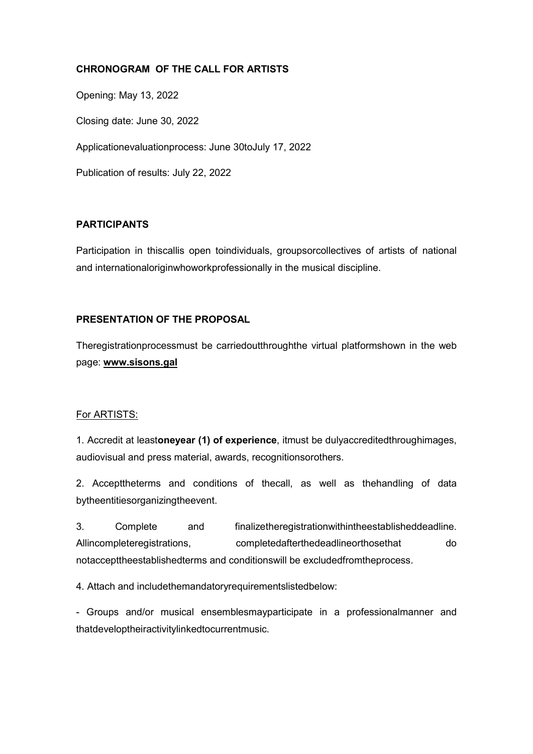## CHRONOGRAM OF THE CALL FOR ARTISTS

Opening: May 13, 2022

Closing date: June 30, 2022

Applicationevaluationprocess: June 30toJuly 17, 2022

Publication of results: July 22, 2022

## PARTICIPANTS

Participation in thiscallis open toindividuals, groupsorcollectives of artists of national and internationaloriginwhoworkprofessionally in the musical discipline.

## PRESENTATION OF THE PROPOSAL

Theregistrationprocessmust be carriedoutthroughthe virtual platformshown in the web page: **www.sisons.gal**

For ARTISTS:

1. Accredit at least**oneyear (1) of experience**, itmust be dulyaccreditedthroughimages, audiovisual and press material, awards, recognitionsorothers.

2. Accepttheterms and conditions of thecall, as well as thehandling of data bytheentitiesorganizingtheevent.

3. Complete and finalizetheregistrationwithintheestablisheddeadline. Allincompleteregistrations, completedafterthedeadlineorthosethat do notaccepttheestablishedterms and conditionswill be excludedfromtheprocess.

4. Attach and includethemandatoryrequirementslistedbelow:

- Groups and/or musical ensemblesmayparticipate in a professionalmanner and thatdeveloptheiractivitylinkedtocurrentmusic.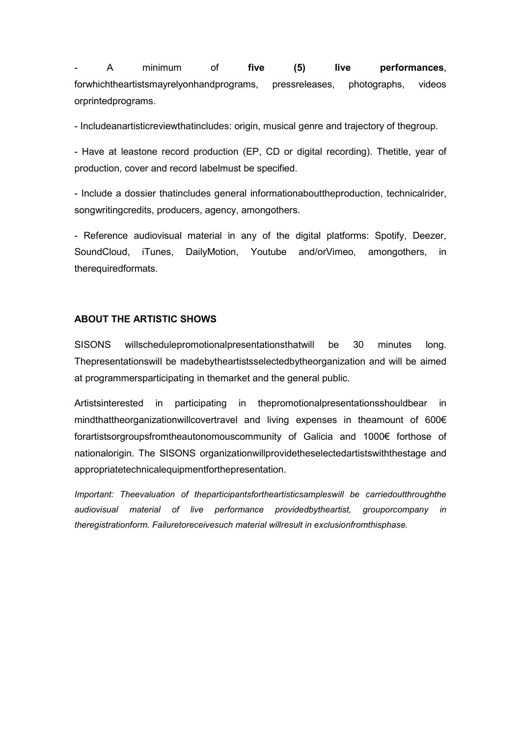- A minimum of **five (5) live performances**, forwhichtheartistsmayrelyonhandprograms, pressreleases, photographs, videos orprintedprograms.

- Includeanartisticreviewthatincludes: origin, musical genre and trajectory of thegroup.

- Have at leastone record production (EP, CD or digital recording). Thetitle, year of production, cover and record labelmust be specified.

- Include a dossier thatincludes general informationabouttheproduction, technicalrider, songwritingcredits, producers, agency, amongothers.

- Reference audiovisual material in any of the digital platforms: Spotify, Deezer, SoundCloud, iTunes, DailyMotion, Youtube and/orVimeo, amongothers, in therequiredformats.

**ABOUT THE ARTISTIC SHOWS**

SISONS willschedulepromotionalpresentationsthatwill be 30 minutes long. Thepresentationswill be madebytheartistsselectedbytheorganization and will be aimed at programmersparticipating in themarket and the general public.

Artistsinterested in participating in thepromotionalpresentationsshouldbear in mindthattheorganizationwillcovertravel and living expenses in theamount of 600€ forartistsorgroupsfromtheautonomouscommunity of Galicia and 1000€ forthose of nationalorigin. The SISONS organizationwillprovidetheselectedartistswiththestage and appropriatetechnicalequipmentforthepresentation.

*Important: Theevaluation of theparticipantsfortheartisticsampleswill be carriedoutthroughthe audiovisual material of live performance providedbytheartist, grouporcompany in theregistrationform. Failuretoreceivesuch material willresult in exclusionfromthisphase.*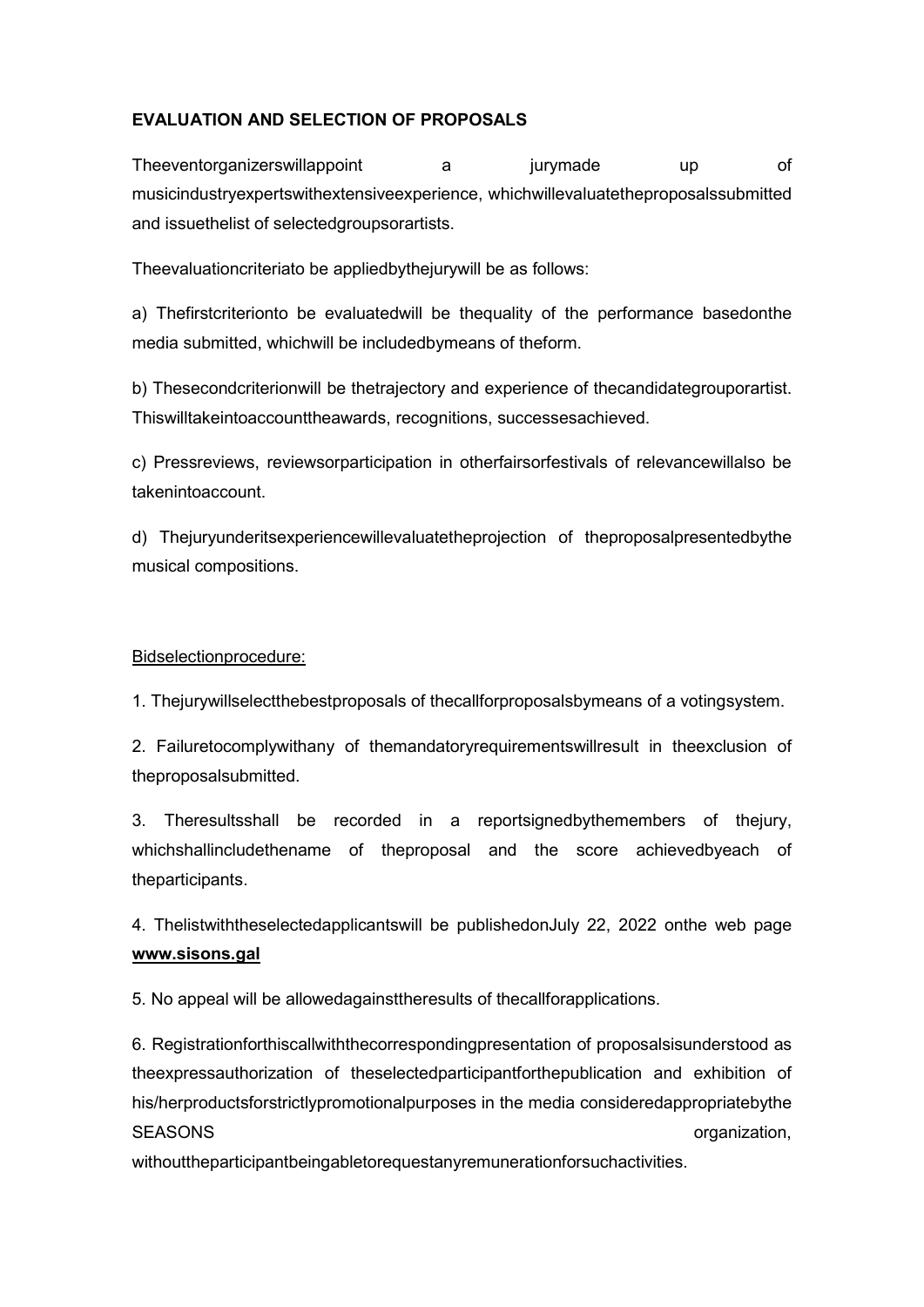**EVALUATION AND SELECTION OF PROPOSALS**

Theeventorganizerswillappoint a jurymade up of musicindustryexpertswithextensiveexperience, whichwillevaluatetheproposalssubmitted and issuethelist of selectedgroupsorartists.

Theevaluationcriteriato be appliedbythejurywill be as follows:

a) Thefirstcriteriononto be evaluatedwill be thequality of the performance basedonthe media submitted, whichwill be includedbymeans of theform.

b) Thesecondcriterionwill be thetrajectory and experience of thecandidategrouporartist. Thiswilltakeintoaccounttheawards, recognitions, successesachieved.

c) Pressreviews, reviewsorparticipation in otherfairsorfestivals of relevancewillalso be takenintoaccount.

d) Thejuryunderitsexperiencewillevaluatetheprojection of theproposalpresentedbythe musical compositions.

<u>Bidselectionprocedure:</u>

1. Thejurywillselectthebestproposals of thecallforproposalsbymeans of a votingsystem.

2. Failuretocomplywithany of themandatoryrequirementswillresult in theexclusion of theproposalsubmitted.

3. Theresultsshall be recorded in a reportsignedbythemembers of thejury, whichshallincludethename of theproposal and the score achievedbyeach of theparticipants.

4. Thelistwiththeselectedapplicantswill be publishedonJuly 22, 2022 onthe web page **www.sisons.gal**

5. No appeal will be allowedagainsttheresults of thecallforapplications.

6. Registrationforthiscallwiththecorrespondingpresentation of proposalsisunderstood as theexpressauthorization of theselectedparticipantforthepublication and exhibition of his/herproductsforstrictlypromotionalpurposes in the media consideredappropriatebythe SEASONS organization, withouttheparticipantbeingabletorequestanyremunerationforsuchactivities.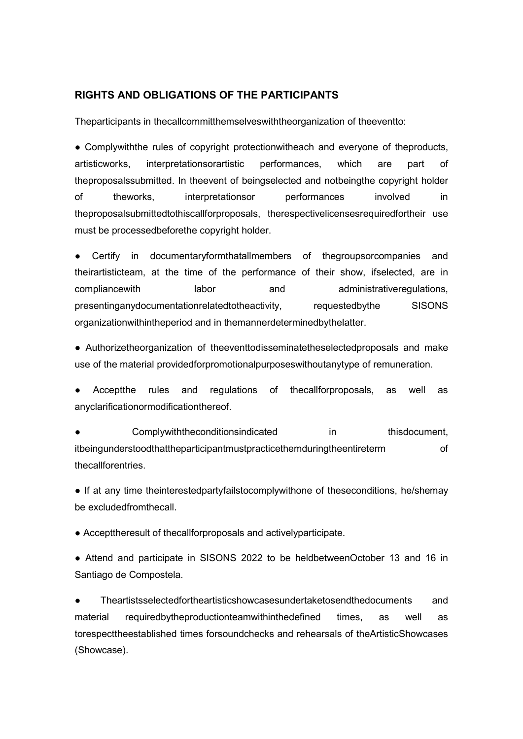## RIGHTS AND OBLIGATIONS OF THE PARTICIPANTS

Theparticipants in thecallcommitthemselveswiththeorganization of theeventto:

- Complywiththe rules of copyright protectionwitheach and everyone of theproducts, artisticworks, interpretationsorartistic performances, which are part of theproposalssubmitted. In theevent of beingselected and notbeingthe copyright holder of theworks, interpretationsor performances involved in theproposalsubmittedtothiscallforproposals, therespectivelicensesrequiredfortheir use must be processedbeforethe copyright holder.

- Certify in documentaryformthatallmembers of thegroupsorcompanies and theirartisticteam, at the time of the performance of their show, ifselected, are in compliancewith labor and administrativeregulations, presentinganydocumentationrelatedtotheactivity, requestedbythe SISONS organizationwithintheperiod and in themannerdeterminedbythelatter.

- Authorizetheorganization of theeventtodisseminatetheselectedproposals and make use of the material providedforpromotionalpurposeswithoutanytype of remuneration.

- Acceptthe rules and regulations of thecallforproposals, as well as anyclarificationormodificationthereof.

- Complywiththeconditionsindicated in thisdocument, itbeingunderstoodthattheparticipantmustpracticethemduringtheentireterm of thecallforentries.

- If at any time theinterestedpartyfailstocomplywithone of theseconditions, he/shemay be excludedfromthecall.

- Accepttheresult of thecallforproposals and activelyparticipate.

- Attend and participate in SISONS 2022 to be heldbetweenOctober 13 and 16 in Santiago de Compostela.

- Theartistsselectedfortheartisticshowcasesundertaketosendthedocuments and material requiredbytheproductionteamwithinthedefined times, as well as torespecttheestablished times forsoundchecks and rehearsals of theArtisticShowcases (Showcase).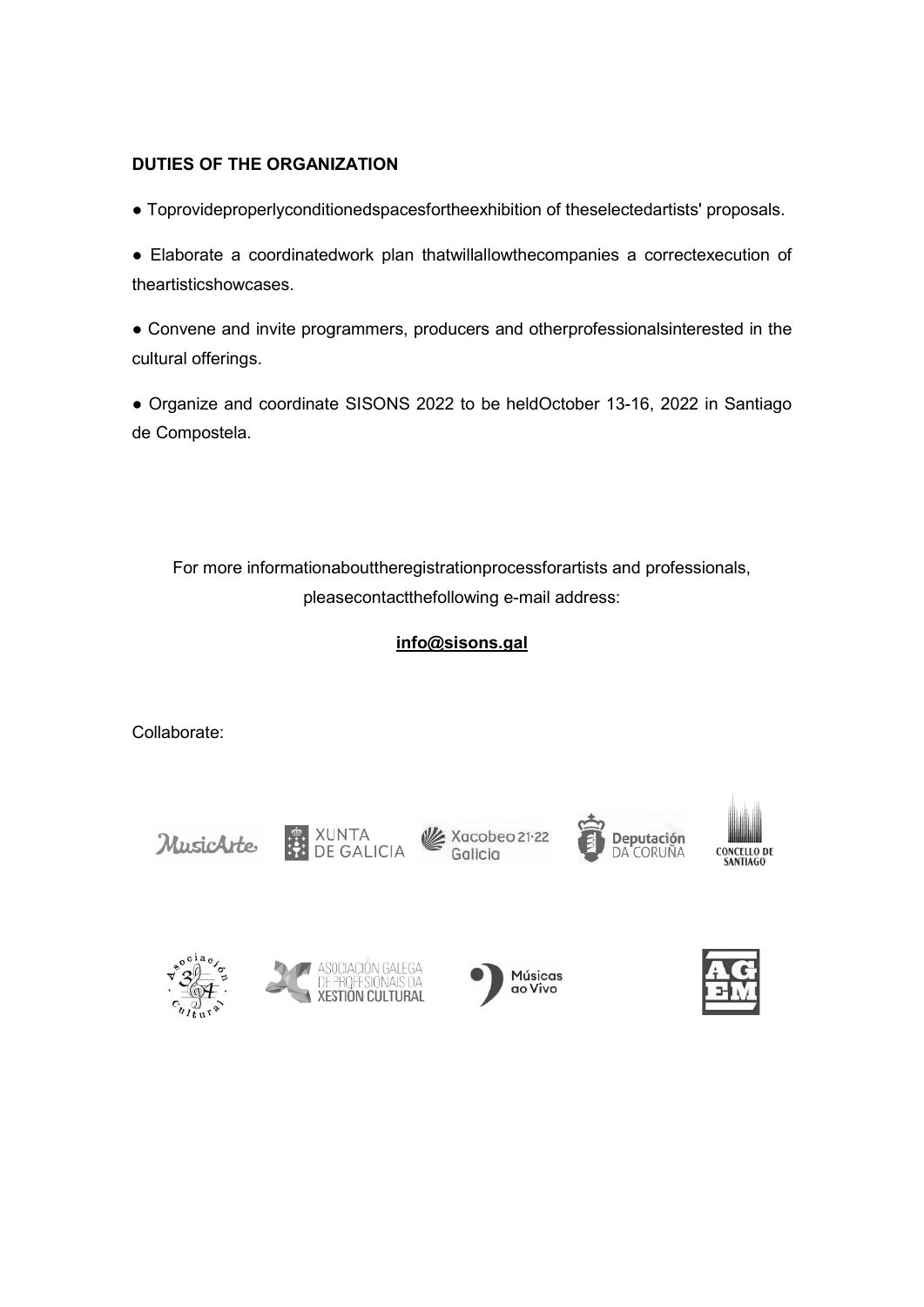**DUTIES OF THE ORGANIZATION**

- Toprovideproperlyconditionedspacesfortheexhibition of theselectedartists' proposals.
- Elaborate a coordinatedwork plan thatwillallowthecompanies a correctexecution of theartisticshowcases.
- Convene and invite programmers, producers and otherprofessionalsinterested in the cultural offerings.
- Organize and coordinate SISONS 2022 to be heldOctober 13-16, 2022 in Santiago de Compostela.

For more informationabouttheregistrationprocessforartists and professionals, pleasecontactthefollowing e-mail address:

**info@sisons.gal**

Collaborate: